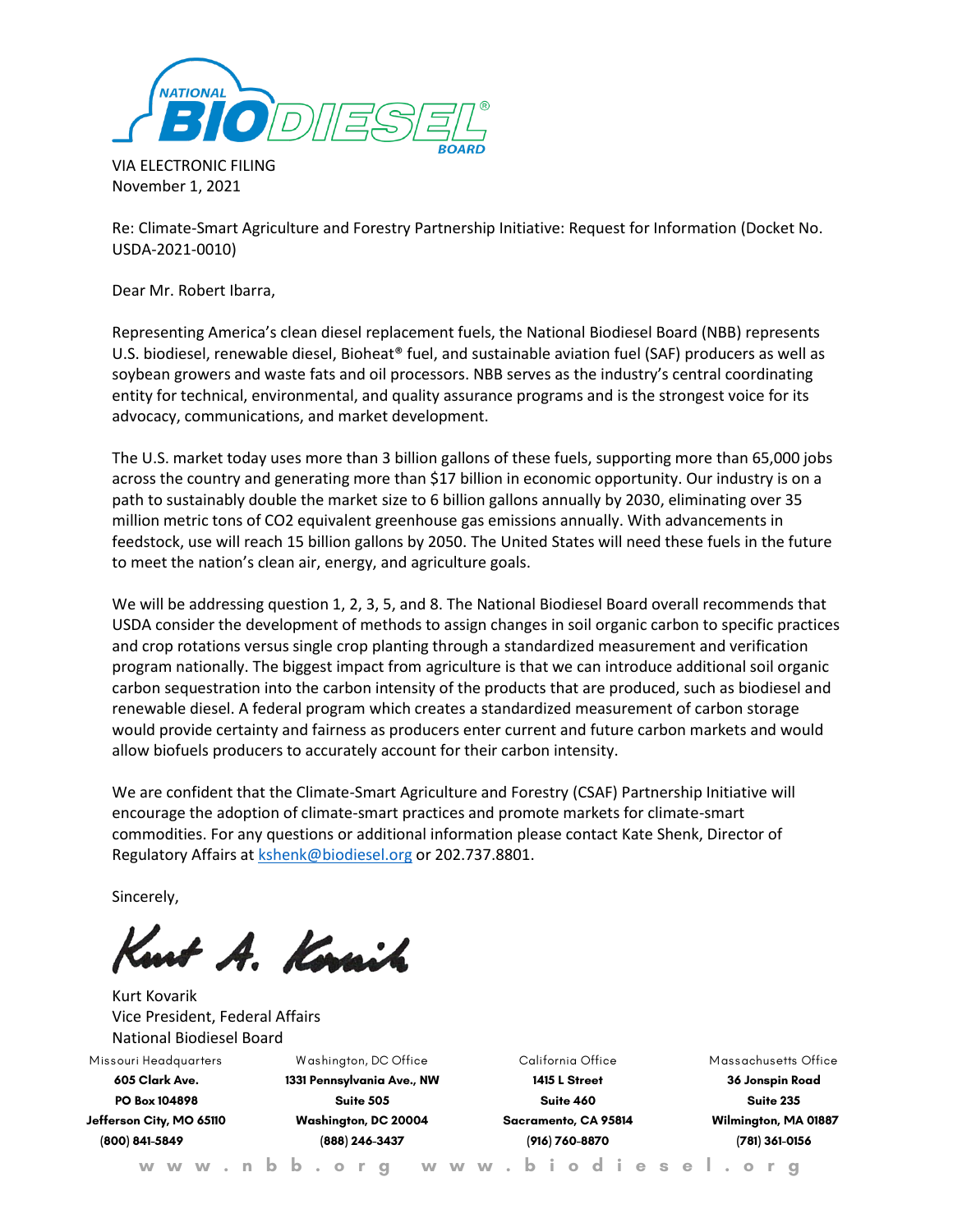NATIONAL BIODIESEL BOARD®

VIA ELECTRONIC FILING
November 1, 2021

Re: Climate-Smart Agriculture and Forestry Partnership Initiative: Request for Information (Docket No. USDA-2021-0010)

Dear Mr. Robert Ibarra,

Representing America's clean diesel replacement fuels, the National Biodiesel Board (NBB) represents U.S. biodiesel, renewable diesel, Bioheat® fuel, and sustainable aviation fuel (SAF) producers as well as soybean growers and waste fats and oil processors. NBB serves as the industry's central coordinating entity for technical, environmental, and quality assurance programs and is the strongest voice for its advocacy, communications, and market development.

The U.S. market today uses more than 3 billion gallons of these fuels, supporting more than 65,000 jobs across the country and generating more than $17 billion in economic opportunity. Our industry is on a path to sustainably double the market size to 6 billion gallons annually by 2030, eliminating over 35 million metric tons of CO2 equivalent greenhouse gas emissions annually. With advancements in feedstock, use will reach 15 billion gallons by 2050. The United States will need these fuels in the future to meet the nation's clean air, energy, and agriculture goals.

We will be addressing question 1, 2, 3, 5, and 8. The National Biodiesel Board overall recommends that USDA consider the development of methods to assign changes in soil organic carbon to specific practices and crop rotations versus single crop planting through a standardized measurement and verification program nationally. The biggest impact from agriculture is that we can introduce additional soil organic carbon sequestration into the carbon intensity of the products that are produced, such as biodiesel and renewable diesel. A federal program which creates a standardized measurement of carbon storage would provide certainty and fairness as producers enter current and future carbon markets and would allow biofuels producers to accurately account for their carbon intensity.

We are confident that the Climate-Smart Agriculture and Forestry (CSAF) Partnership Initiative will encourage the adoption of climate-smart practices and promote markets for climate-smart commodities. For any questions or additional information please contact Kate Shenk, Director of Regulatory Affairs at kshenk@biodiesel.org or 202.737.8801.

Sincerely,

Kurt A. Kovarik

Kurt Kovarik
Vice President, Federal Affairs
National Biodiesel Board

| Missouri Headquarters | Washington, DC Office | California Office | Massachusetts Office |
|---|---|---|---|
| 605 Clark Ave. | 1331 Pennsylvania Ave., NW | 1415 L Street | 36 Jonspin Road |
| PO Box 104898 | Suite 505 | Suite 460 | Suite 235 |
| Jefferson City, MO 65110 | Washington, DC 20004 | Sacramento, CA 95814 | Wilmington, MA 01887 |
| (800) 841-5849 | (888) 246-3437 | (916) 760-8870 | (781) 361-0156 |

www.nbb.org www.biodiesel.org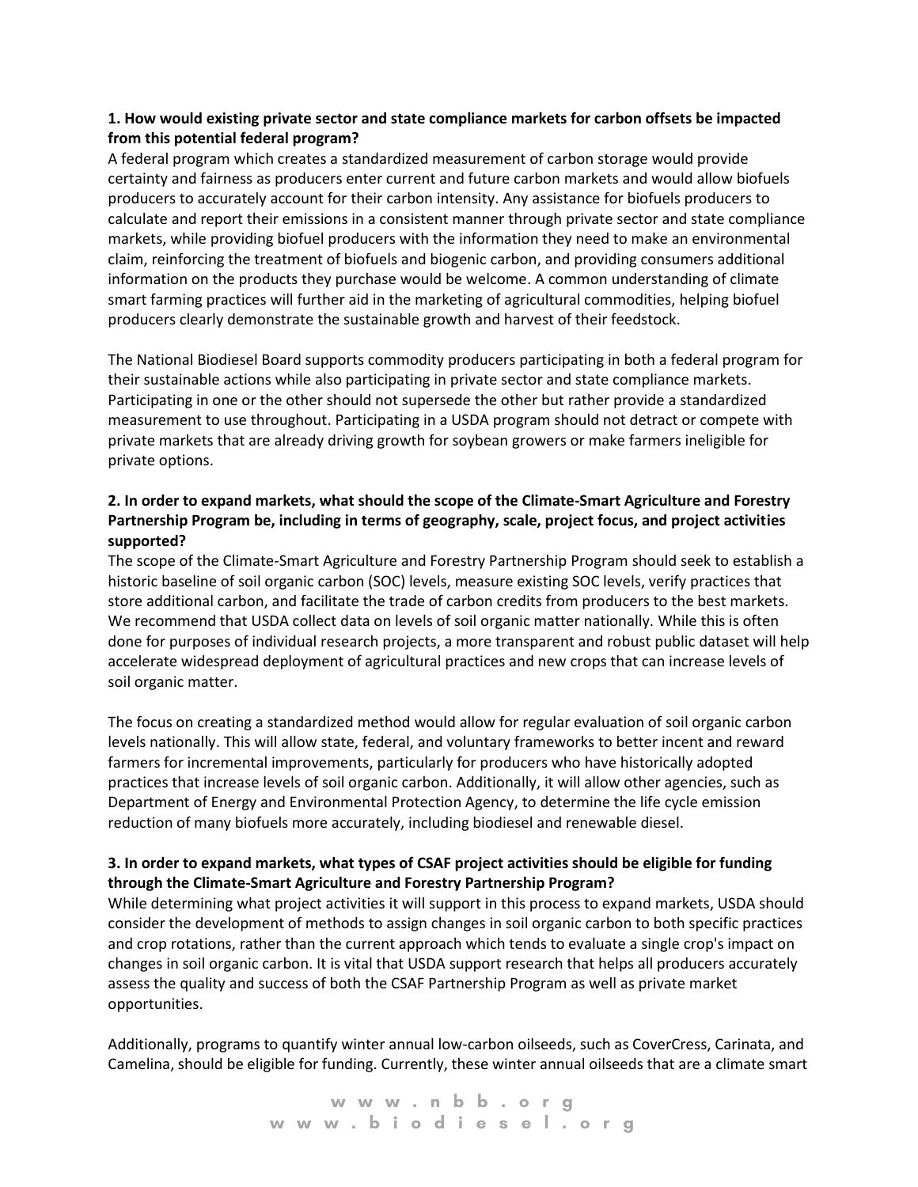**1. How would existing private sector and state compliance markets for carbon offsets be impacted from this potential federal program?**

A federal program which creates a standardized measurement of carbon storage would provide certainty and fairness as producers enter current and future carbon markets and would allow biofuels producers to accurately account for their carbon intensity. Any assistance for biofuels producers to calculate and report their emissions in a consistent manner through private sector and state compliance markets, while providing biofuel producers with the information they need to make an environmental claim, reinforcing the treatment of biofuels and biogenic carbon, and providing consumers additional information on the products they purchase would be welcome. A common understanding of climate smart farming practices will further aid in the marketing of agricultural commodities, helping biofuel producers clearly demonstrate the sustainable growth and harvest of their feedstock.

The National Biodiesel Board supports commodity producers participating in both a federal program for their sustainable actions while also participating in private sector and state compliance markets. Participating in one or the other should not supersede the other but rather provide a standardized measurement to use throughout. Participating in a USDA program should not detract or compete with private markets that are already driving growth for soybean growers or make farmers ineligible for private options.

**2. In order to expand markets, what should the scope of the Climate-Smart Agriculture and Forestry Partnership Program be, including in terms of geography, scale, project focus, and project activities supported?**

The scope of the Climate-Smart Agriculture and Forestry Partnership Program should seek to establish a historic baseline of soil organic carbon (SOC) levels, measure existing SOC levels, verify practices that store additional carbon, and facilitate the trade of carbon credits from producers to the best markets. We recommend that USDA collect data on levels of soil organic matter nationally. While this is often done for purposes of individual research projects, a more transparent and robust public dataset will help accelerate widespread deployment of agricultural practices and new crops that can increase levels of soil organic matter.

The focus on creating a standardized method would allow for regular evaluation of soil organic carbon levels nationally. This will allow state, federal, and voluntary frameworks to better incent and reward farmers for incremental improvements, particularly for producers who have historically adopted practices that increase levels of soil organic carbon. Additionally, it will allow other agencies, such as Department of Energy and Environmental Protection Agency, to determine the life cycle emission reduction of many biofuels more accurately, including biodiesel and renewable diesel.

**3. In order to expand markets, what types of CSAF project activities should be eligible for funding through the Climate-Smart Agriculture and Forestry Partnership Program?**

While determining what project activities it will support in this process to expand markets, USDA should consider the development of methods to assign changes in soil organic carbon to both specific practices and crop rotations, rather than the current approach which tends to evaluate a single crop's impact on changes in soil organic carbon. It is vital that USDA support research that helps all producers accurately assess the quality and success of both the CSAF Partnership Program as well as private market opportunities.

Additionally, programs to quantify winter annual low-carbon oilseeds, such as CoverCress, Carinata, and Camelina, should be eligible for funding. Currently, these winter annual oilseeds that are a climate smart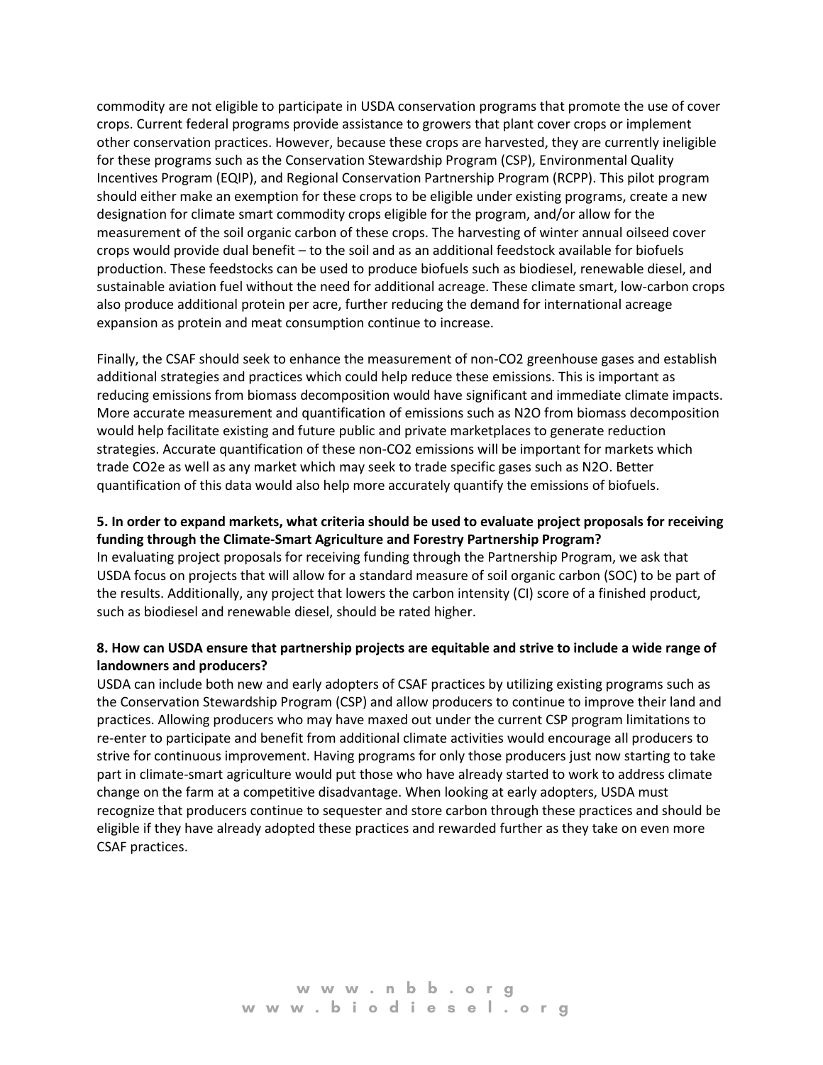commodity are not eligible to participate in USDA conservation programs that promote the use of cover crops. Current federal programs provide assistance to growers that plant cover crops or implement other conservation practices. However, because these crops are harvested, they are currently ineligible for these programs such as the Conservation Stewardship Program (CSP), Environmental Quality Incentives Program (EQIP), and Regional Conservation Partnership Program (RCPP). This pilot program should either make an exemption for these crops to be eligible under existing programs, create a new designation for climate smart commodity crops eligible for the program, and/or allow for the measurement of the soil organic carbon of these crops. The harvesting of winter annual oilseed cover crops would provide dual benefit – to the soil and as an additional feedstock available for biofuels production. These feedstocks can be used to produce biofuels such as biodiesel, renewable diesel, and sustainable aviation fuel without the need for additional acreage. These climate smart, low-carbon crops also produce additional protein per acre, further reducing the demand for international acreage expansion as protein and meat consumption continue to increase.

Finally, the CSAF should seek to enhance the measurement of non-$CO_2$ greenhouse gases and establish additional strategies and practices which could help reduce these emissions. This is important as reducing emissions from biomass decomposition would have significant and immediate climate impacts. More accurate measurement and quantification of emissions such as $N_2O$ from biomass decomposition would help facilitate existing and future public and private marketplaces to generate reduction strategies. Accurate quantification of these non-$CO_2$ emissions will be important for markets which trade $CO_2e$ as well as any market which may seek to trade specific gases such as $N_2O$. Better quantification of this data would also help more accurately quantify the emissions of biofuels.

**5. In order to expand markets, what criteria should be used to evaluate project proposals for receiving funding through the Climate-Smart Agriculture and Forestry Partnership Program?**

In evaluating project proposals for receiving funding through the Partnership Program, we ask that USDA focus on projects that will allow for a standard measure of soil organic carbon (SOC) to be part of the results. Additionally, any project that lowers the carbon intensity (CI) score of a finished product, such as biodiesel and renewable diesel, should be rated higher.

**8. How can USDA ensure that partnership projects are equitable and strive to include a wide range of landowners and producers?**

USDA can include both new and early adopters of CSAF practices by utilizing existing programs such as the Conservation Stewardship Program (CSP) and allow producers to continue to improve their land and practices. Allowing producers who may have maxed out under the current CSP program limitations to re-enter to participate and benefit from additional climate activities would encourage all producers to strive for continuous improvement. Having programs for only those producers just now starting to take part in climate-smart agriculture would put those who have already started to work to address climate change on the farm at a competitive disadvantage. When looking at early adopters, USDA must recognize that producers continue to sequester and store carbon through these practices and should be eligible if they have already adopted these practices and rewarded further as they take on even more CSAF practices.